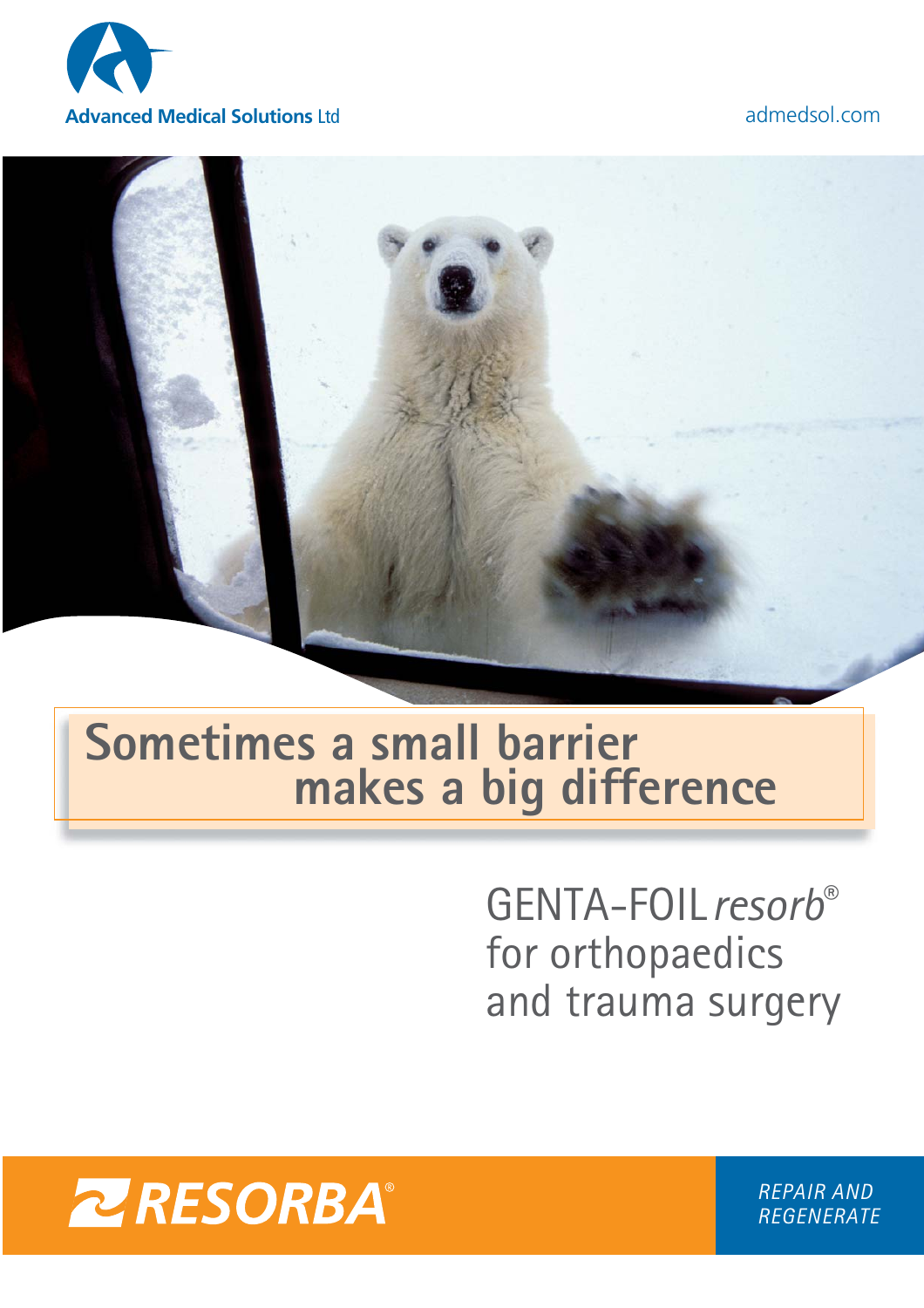Advanced Medical Solutions Ltd

admedsol.com

# Sometimes a small barrier makes a big difference

## GENTA-FOIL *resorb*® for orthopaedics and trauma surgery

RESORBA®

REPAIR AND REGENERATE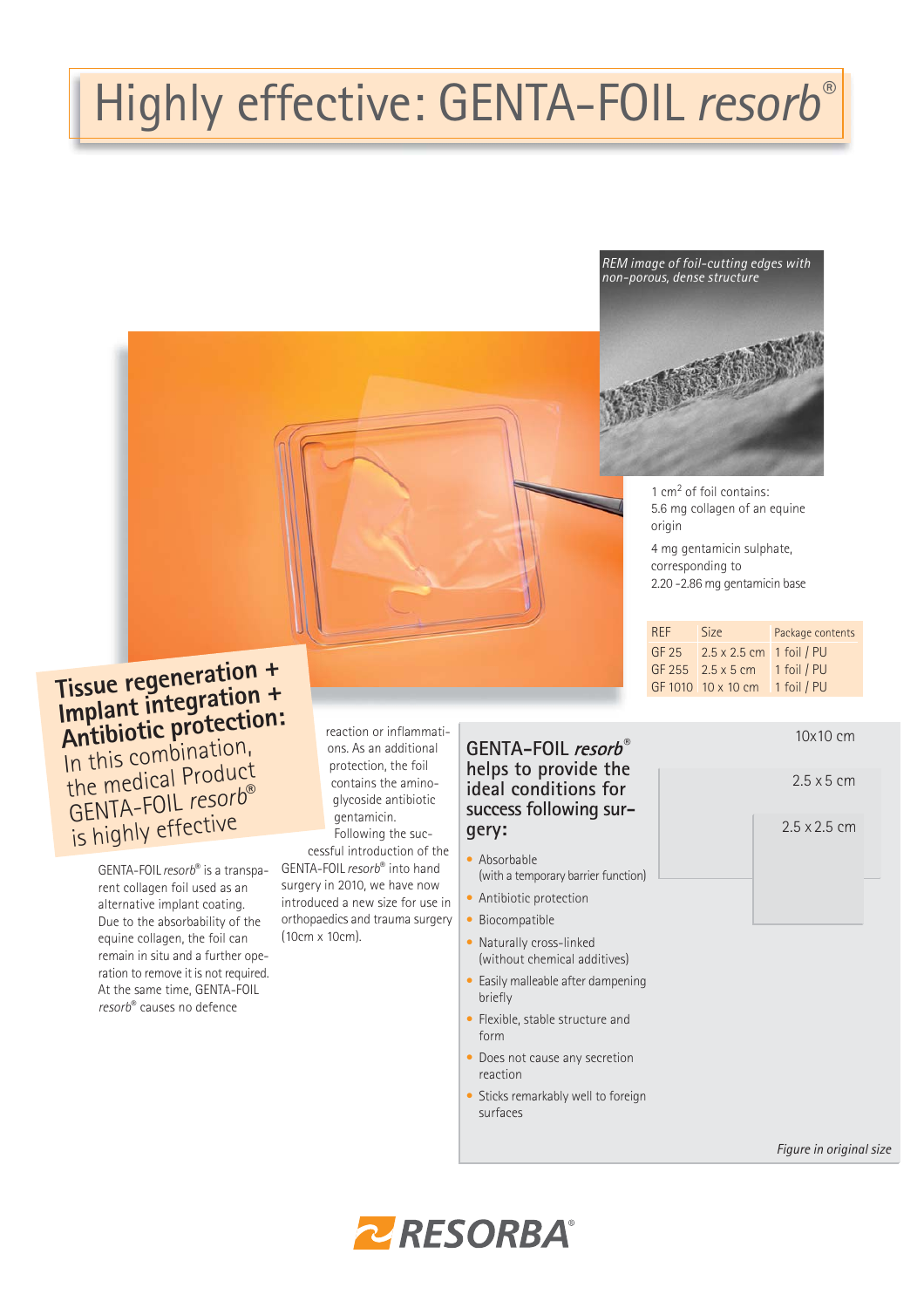# Highly effective: GENTA-FOIL *resorb*®

*REM image of foil-cutting edges with non-porous, dense structure*

1 $cm^2$ of foil contains:
5.6 mg collagen of an equine origin

4 mg gentamicin sulphate, corresponding to 2.20 -2.86 mg gentamicin base

| REF | Size | Package contents |
|---|---|---|
| GF 25 | 2.5 x 2.5 cm | 1 foil / PU |
| GF 255 | 2.5 x 5 cm | 1 foil / PU |
| GF 1010 | 10 x 10 cm | 1 foil / PU |

## Tissue regeneration + Implant integration + Antibiotic protection:

In this combination, the medical Product GENTA-FOIL *resorb*® is highly effective

GENTA-FOIL *resorb*® is a transparent collagen foil used as an alternative implant coating. Due to the absorbability of the equine collagen, the foil can remain in situ and a further operation to remove it is not required. At the same time, GENTA-FOIL *resorb*® causes no defence reaction or inflammations. As an additional protection, the foil contains the aminoglycoside antibiotic gentamicin.

Following the successful introduction of the GENTA-FOIL *resorb*® into hand surgery in 2010, we have now introduced a new size for use in orthopaedics and trauma surgery (10cm x 10cm).

## GENTA-FOIL *resorb*® helps to provide the ideal conditions for success following surgery:

- Absorbable (with a temporary barrier function)
- Antibiotic protection
- Biocompatible
- Naturally cross-linked (without chemical additives)
- Easily malleable after dampening briefly
- Flexible, stable structure and form
- Does not cause any secretion reaction
- Sticks remarkably well to foreign surfaces

10x10 cm

2.5 x 5 cm

2.5 x 2.5 cm

*Figure in original size*

RESORBA®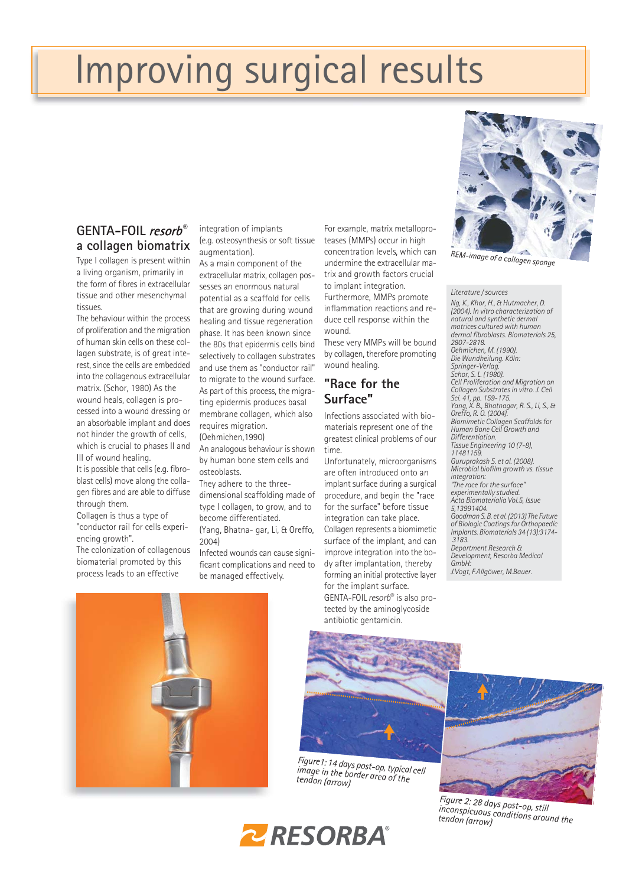# Improving surgical results

## GENTA-FOIL *resorb*® a collagen biomatrix

Type I collagen is present within a living organism, primarily in the form of fibres in extracellular tissue and other mesenchymal tissues.

The behaviour within the process of proliferation and the migration of human skin cells on these collagen substrate, is of great interest, since the cells are embedded into the collagenous extracellular matrix. (Schor, 1980) As the wound heals, collagen is processed into a wound dressing or an absorbable implant and does not hinder the growth of cells, which is crucial to phases II and III of wound healing.

It is possible that cells (e.g. fibroblast cells) move along the collagen fibres and are able to diffuse through them.

Collagen is thus a type of "conductor rail for cells experiencing growth".

The colonization of collagenous biomaterial promoted by this process leads to an effective integration of implants (e.g. osteosynthesis or soft tissue augmentation).

As a main component of the extracellular matrix, collagen possesses an enormous natural potential as a scaffold for cells that are growing during wound healing and tissue regeneration phase. It has been known since the 80s that epidermis cells bind selectively to collagen substrates and use them as "conductor rail" to migrate to the wound surface. As part of this process, the migrating epidermis produces basal membrane collagen, which also requires migration.

(Oehmichen,1990)

An analogous behaviour is shown by human bone stem cells and osteoblasts.

They adhere to the three-dimensional scaffolding made of type I collagen, to grow, and to become differentiated.

(Yang, Bhatnagar, Li, & Oreffo, 2004)

Infected wounds can cause significant complications and need to be managed effectively.

For example, matrix metalloproteases (MMPs) occur in high concentration levels, which can undermine the extracellular matrix and growth factors crucial to implant integration. Furthermore, MMPs promote inflammation reactions and reduce cell response within the wound.

These very MMPs will be bound by collagen, therefore promoting wound healing.

## "Race for the Surface"

Infections associated with biomaterials represent one of the greatest clinical problems of our time.

Unfortunately, microorganisms are often introduced onto an implant surface during a surgical procedure, and begin the "race for the surface" before tissue integration can take place.

Collagen represents a biomimetic surface of the implant, and can improve integration into the body after implantation, thereby forming an initial protective layer for the implant surface.

GENTA-FOIL *resorb*® is also protected by the aminoglycoside antibiotic gentamicin.

REM-image of a collagen sponge

*Literature / sources*

*Ng, K., Khor, H., & Hutmacher, D. (2004). In vitro characterization of natural and synthetic dermal matrices cultured with human dermal fibroblasts. Biomaterials 25, 2807-2818.*

*Oehmichen, M. (1990). Die Wundheilung. Köln: Springer-Verlag.*

*Schor, S. L. (1980). Cell Proliferation and Migration on Collagen Substrates in vitro. J. Cell Sci. 41, pp. 159-175.*

*Yang, X. B., Bhatnagar, R. S., Li, S., & Oreffo, R. O. (2004). Biomimetic Collagen Scaffolds for Human Bone Cell Growth and Differentiation. Tissue Engineering 10 (7-8), 11481159.*

*Guruprakash S. et al. (2008). Microbial biofilm growth vs. tissue integration: "The race for the surface" experimentally studied. Acta Biomaterialia Vol.5, Issue 5,13991404.*

*Goodman S. B. et al. (2013) The Future of Biologic Coatings for Orthopaedic Implants. Biomaterials 34 (13):3174-3183.*

*Department Research & Development, Resorba Medical GmbH: J.Vogt, F.Allgöwer, M.Bauer.*

Figure 1: 14 days post-op, typical cell image in the border area of the tendon (arrow)

Figure 2: 28 days post-op, still inconspicuous conditions around the tendon (arrow)

RESORBA®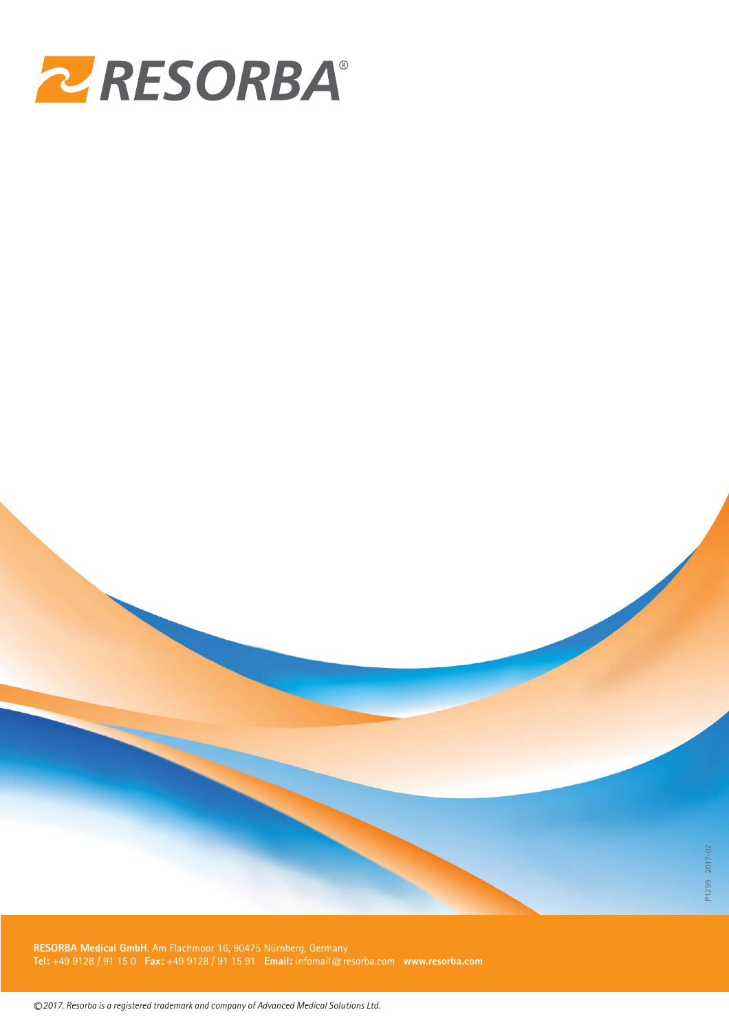RESORBA®

P1299 2017-02

**RESORBA Medical GmbH**, Am Flachmoor 16, 90475 Nürnberg, Germany
**Tel:** +49 9128 / 91 15 0 **Fax:** +49 9128 / 91 15 91 **Email:** infomail@resorba.com **www.resorba.com**

*©2017. Resorba is a registered trademark and company of Advanced Medical Solutions Ltd.*